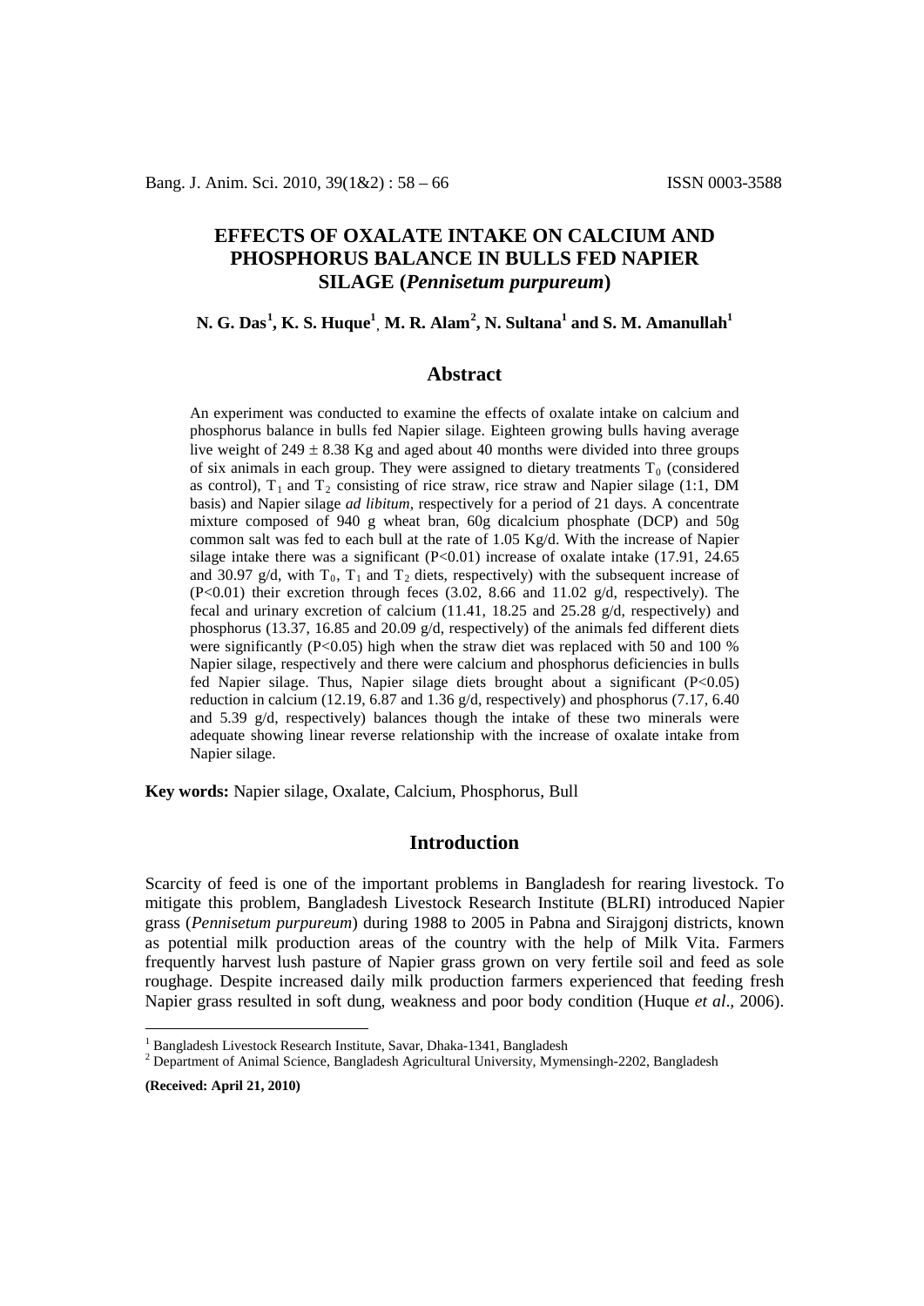# EFFECTS OF OXALATE INTAKE ON CALCIUM AND PHOSPHORUS BALANCE IN BULLS FED NAPIER SILAGE (*Pennisetum purpureum*)

**N. G. Das[1], K. S. Huque[1], M. R. Alam[2], N. Sultana[1] and S. M. Amanullah[1]**

## Abstract

An experiment was conducted to examine the effects of oxalate intake on calcium and phosphorus balance in bulls fed Napier silage. Eighteen growing bulls having average live weight of $249 \pm 8.38$ Kg and aged about 40 months were divided into three groups of six animals in each group. They were assigned to dietary treatments $T_0$ (considered as control), $T_1$ and $T_2$ consisting of rice straw, rice straw and Napier silage (1:1, DM basis) and Napier silage *ad libitum*, respectively for a period of 21 days. A concentrate mixture composed of 940 g wheat bran, 60g dicalcium phosphate (DCP) and 50g common salt was fed to each bull at the rate of 1.05 Kg/d. With the increase of Napier silage intake there was a significant ($P<0.01$) increase of oxalate intake (17.91, 24.65 and 30.97 g/d, with $T_0$, $T_1$ and $T_2$ diets, respectively) with the subsequent increase of ($P<0.01$) their excretion through feces (3.02, 8.66 and 11.02 g/d, respectively). The fecal and urinary excretion of calcium (11.41, 18.25 and 25.28 g/d, respectively) and phosphorus (13.37, 16.85 and 20.09 g/d, respectively) of the animals fed different diets were significantly ($P<0.05$) high when the straw diet was replaced with 50 and 100 % Napier silage, respectively and there were calcium and phosphorus deficiencies in bulls fed Napier silage. Thus, Napier silage diets brought about a significant ($P<0.05$) reduction in calcium (12.19, 6.87 and 1.36 g/d, respectively) and phosphorus (7.17, 6.40 and 5.39 g/d, respectively) balances though the intake of these two minerals were adequate showing linear reverse relationship with the increase of oxalate intake from Napier silage.

**Key words:** Napier silage, Oxalate, Calcium, Phosphorus, Bull

## Introduction

Scarcity of feed is one of the important problems in Bangladesh for rearing livestock. To mitigate this problem, Bangladesh Livestock Research Institute (BLRI) introduced Napier grass (*Pennisetum purpureum*) during 1988 to 2005 in Pabna and Sirajgonj districts, known as potential milk production areas of the country with the help of Milk Vita. Farmers frequently harvest lush pasture of Napier grass grown on very fertile soil and feed as sole roughage. Despite increased daily milk production farmers experienced that feeding fresh Napier grass resulted in soft dung, weakness and poor body condition (Huque *et al*., 2006).

[1] Bangladesh Livestock Research Institute, Savar, Dhaka-1341, Bangladesh
[2] Department of Animal Science, Bangladesh Agricultural University, Mymensingh-2202, Bangladesh

**(Received: April 21, 2010)**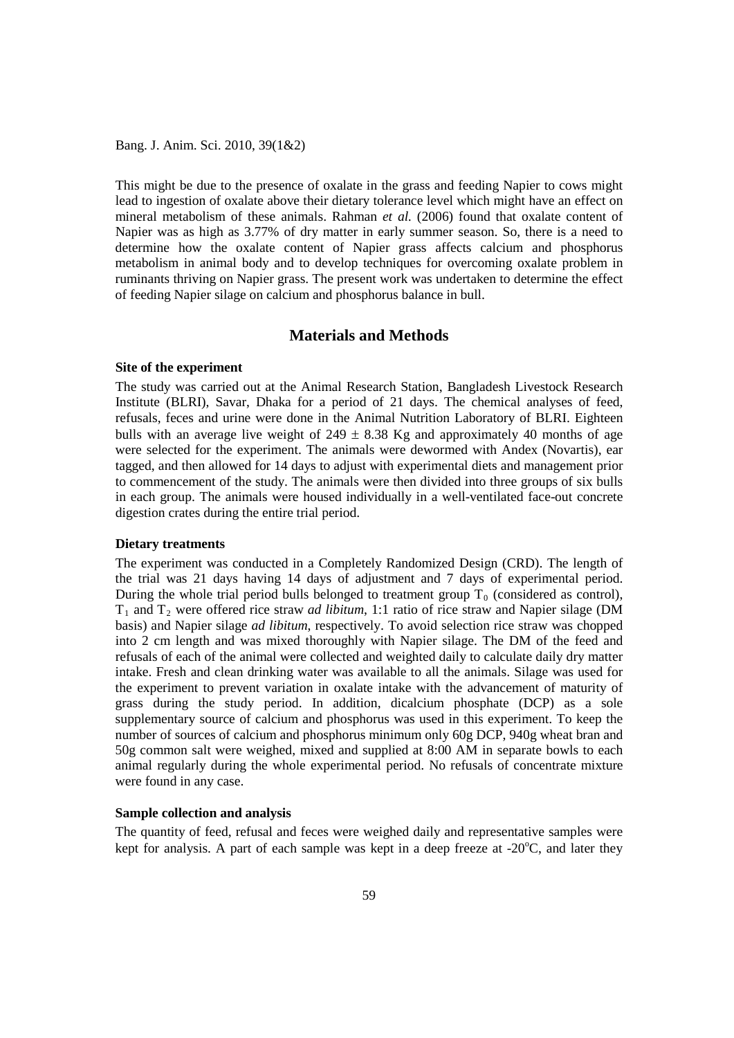This might be due to the presence of oxalate in the grass and feeding Napier to cows might lead to ingestion of oxalate above their dietary tolerance level which might have an effect on mineral metabolism of these animals. Rahman *et al.* (2006) found that oxalate content of Napier was as high as 3.77% of dry matter in early summer season. So, there is a need to determine how the oxalate content of Napier grass affects calcium and phosphorus metabolism in animal body and to develop techniques for overcoming oxalate problem in ruminants thriving on Napier grass. The present work was undertaken to determine the effect of feeding Napier silage on calcium and phosphorus balance in bull.

## Materials and Methods

### Site of the experiment

The study was carried out at the Animal Research Station, Bangladesh Livestock Research Institute (BLRI), Savar, Dhaka for a period of 21 days. The chemical analyses of feed, refusals, feces and urine were done in the Animal Nutrition Laboratory of BLRI. Eighteen bulls with an average live weight of $249 \pm 8.38$ Kg and approximately 40 months of age were selected for the experiment. The animals were dewormed with Andex (Novartis), ear tagged, and then allowed for 14 days to adjust with experimental diets and management prior to commencement of the study. The animals were then divided into three groups of six bulls in each group. The animals were housed individually in a well-ventilated face-out concrete digestion crates during the entire trial period.

### Dietary treatments

The experiment was conducted in a Completely Randomized Design (CRD). The length of the trial was 21 days having 14 days of adjustment and 7 days of experimental period. During the whole trial period bulls belonged to treatment group $T_0$ (considered as control), $T_1$ and $T_2$ were offered rice straw *ad libitum*, 1:1 ratio of rice straw and Napier silage (DM basis) and Napier silage *ad libitum*, respectively. To avoid selection rice straw was chopped into 2 cm length and was mixed thoroughly with Napier silage. The DM of the feed and refusals of each of the animal were collected and weighted daily to calculate daily dry matter intake. Fresh and clean drinking water was available to all the animals. Silage was used for the experiment to prevent variation in oxalate intake with the advancement of maturity of grass during the study period. In addition, dicalcium phosphate (DCP) as a sole supplementary source of calcium and phosphorus was used in this experiment. To keep the number of sources of calcium and phosphorus minimum only 60g DCP, 940g wheat bran and 50g common salt were weighed, mixed and supplied at 8:00 AM in separate bowls to each animal regularly during the whole experimental period. No refusals of concentrate mixture were found in any case.

### Sample collection and analysis

The quantity of feed, refusal and feces were weighed daily and representative samples were kept for analysis. A part of each sample was kept in a deep freeze at -20°C, and later they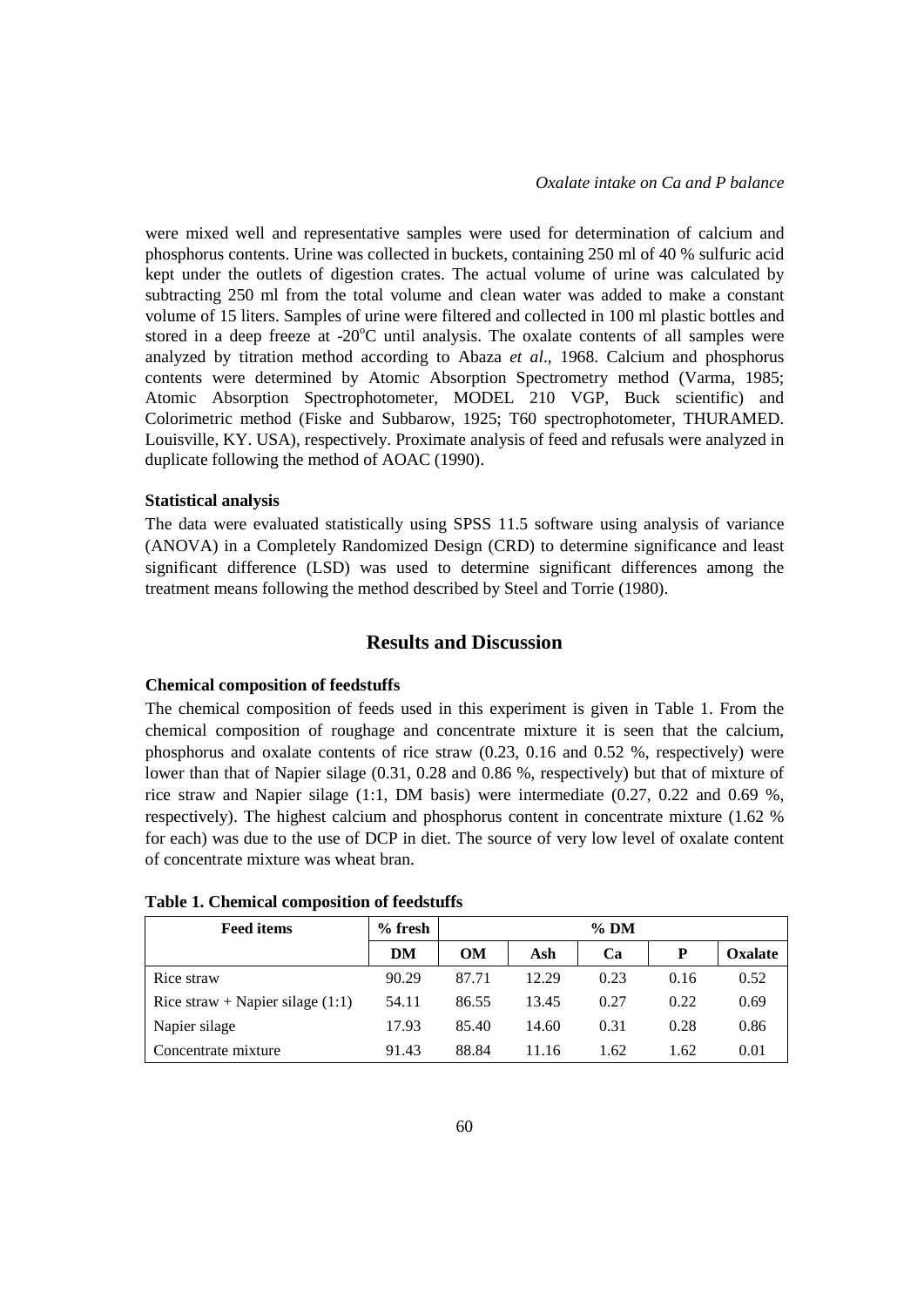were mixed well and representative samples were used for determination of calcium and phosphorus contents. Urine was collected in buckets, containing 250 ml of 40 % sulfuric acid kept under the outlets of digestion crates. The actual volume of urine was calculated by subtracting 250 ml from the total volume and clean water was added to make a constant volume of 15 liters. Samples of urine were filtered and collected in 100 ml plastic bottles and stored in a deep freeze at -20°C until analysis. The oxalate contents of all samples were analyzed by titration method according to Abaza *et al*., 1968. Calcium and phosphorus contents were determined by Atomic Absorption Spectrometry method (Varma, 1985; Atomic Absorption Spectrophotometer, MODEL 210 VGP, Buck scientific) and Colorimetric method (Fiske and Subbarow, 1925; T60 spectrophotometer, THURAMED. Louisville, KY. USA), respectively. Proximate analysis of feed and refusals were analyzed in duplicate following the method of AOAC (1990).

### Statistical analysis

The data were evaluated statistically using SPSS 11.5 software using analysis of variance (ANOVA) in a Completely Randomized Design (CRD) to determine significance and least significant difference (LSD) was used to determine significant differences among the treatment means following the method described by Steel and Torrie (1980).

## Results and Discussion

### Chemical composition of feedstuffs

The chemical composition of feeds used in this experiment is given in Table 1. From the chemical composition of roughage and concentrate mixture it is seen that the calcium, phosphorus and oxalate contents of rice straw (0.23, 0.16 and 0.52 %, respectively) were lower than that of Napier silage (0.31, 0.28 and 0.86 %, respectively) but that of mixture of rice straw and Napier silage (1:1, DM basis) were intermediate (0.27, 0.22 and 0.69 %, respectively). The highest calcium and phosphorus content in concentrate mixture (1.62 % for each) was due to the use of DCP in diet. The source of very low level of oxalate content of concentrate mixture was wheat bran.

**Table 1. Chemical composition of feedstuffs**

| Feed items | % fresh | % DM | | | | |
|---|---|---|---|---|---|---|
| | **DM** | **OM** | **Ash** | **Ca** | **P** | **Oxalate** |
| Rice straw | 90.29 | 87.71 | 12.29 | 0.23 | 0.16 | 0.52 |
| Rice straw + Napier silage (1:1) | 54.11 | 86.55 | 13.45 | 0.27 | 0.22 | 0.69 |
| Napier silage | 17.93 | 85.40 | 14.60 | 0.31 | 0.28 | 0.86 |
| Concentrate mixture | 91.43 | 88.84 | 11.16 | 1.62 | 1.62 | 0.01 |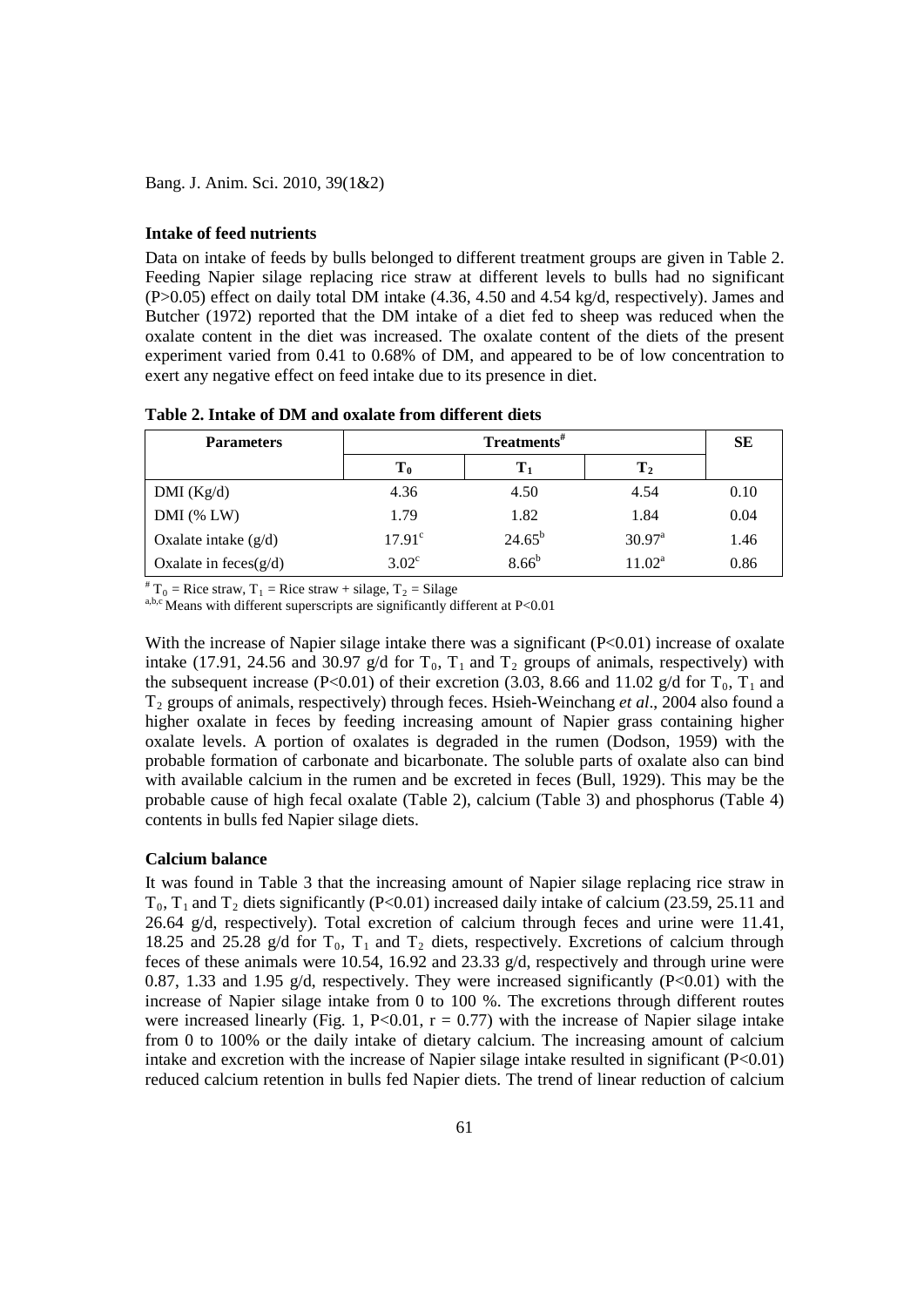### Intake of feed nutrients

Data on intake of feeds by bulls belonged to different treatment groups are given in Table 2. Feeding Napier silage replacing rice straw at different levels to bulls had no significant (P>0.05) effect on daily total DM intake (4.36, 4.50 and 4.54 kg/d, respectively). James and Butcher (1972) reported that the DM intake of a diet fed to sheep was reduced when the oxalate content in the diet was increased. The oxalate content of the diets of the present experiment varied from 0.41 to 0.68% of DM, and appeared to be of low concentration to exert any negative effect on feed intake due to its presence in diet.

**Table 2. Intake of DM and oxalate from different diets**

| Parameters | Treatments[#] | | | SE |
|---|---|---|---|---|
| | $T_0$ | $T_1$ | $T_2$ | |
| DMI (Kg/d) | 4.36 | 4.50 | 4.54 | 0.10 |
| DMI (% LW) | 1.79 | 1.82 | 1.84 | 0.04 |
| Oxalate intake (g/d) | 17.91[c] | 24.65[b] | 30.97[a] | 1.46 |
| Oxalate in feces(g/d) | 3.02[c] | 8.66[b] | 11.02[a] | 0.86 |

[#] $T_0$ = Rice straw, $T_1$ = Rice straw + silage, $T_2$ = Silage
[a,b,c] Means with different superscripts are significantly different at P<0.01

With the increase of Napier silage intake there was a significant (P<0.01) increase of oxalate intake (17.91, 24.56 and 30.97 g/d for $T_0$, $T_1$ and $T_2$ groups of animals, respectively) with the subsequent increase (P<0.01) of their excretion (3.03, 8.66 and 11.02 g/d for $T_0$, $T_1$ and $T_2$ groups of animals, respectively) through feces. Hsieh-Weinchang *et al*., 2004 also found a higher oxalate in feces by feeding increasing amount of Napier grass containing higher oxalate levels. A portion of oxalates is degraded in the rumen (Dodson, 1959) with the probable formation of carbonate and bicarbonate. The soluble parts of oxalate also can bind with available calcium in the rumen and be excreted in feces (Bull, 1929). This may be the probable cause of high fecal oxalate (Table 2), calcium (Table 3) and phosphorus (Table 4) contents in bulls fed Napier silage diets.

### Calcium balance

It was found in Table 3 that the increasing amount of Napier silage replacing rice straw in $T_0$, $T_1$ and $T_2$ diets significantly (P<0.01) increased daily intake of calcium (23.59, 25.11 and 26.64 g/d, respectively). Total excretion of calcium through feces and urine were 11.41, 18.25 and 25.28 g/d for $T_0$, $T_1$ and $T_2$ diets, respectively. Excretions of calcium through feces of these animals were 10.54, 16.92 and 23.33 g/d, respectively and through urine were 0.87, 1.33 and 1.95 g/d, respectively. They were increased significantly (P<0.01) with the increase of Napier silage intake from 0 to 100 %. The excretions through different routes were increased linearly (Fig. 1, P<0.01, $r = 0.77$) with the increase of Napier silage intake from 0 to 100% or the daily intake of dietary calcium. The increasing amount of calcium intake and excretion with the increase of Napier silage intake resulted in significant (P<0.01) reduced calcium retention in bulls fed Napier diets. The trend of linear reduction of calcium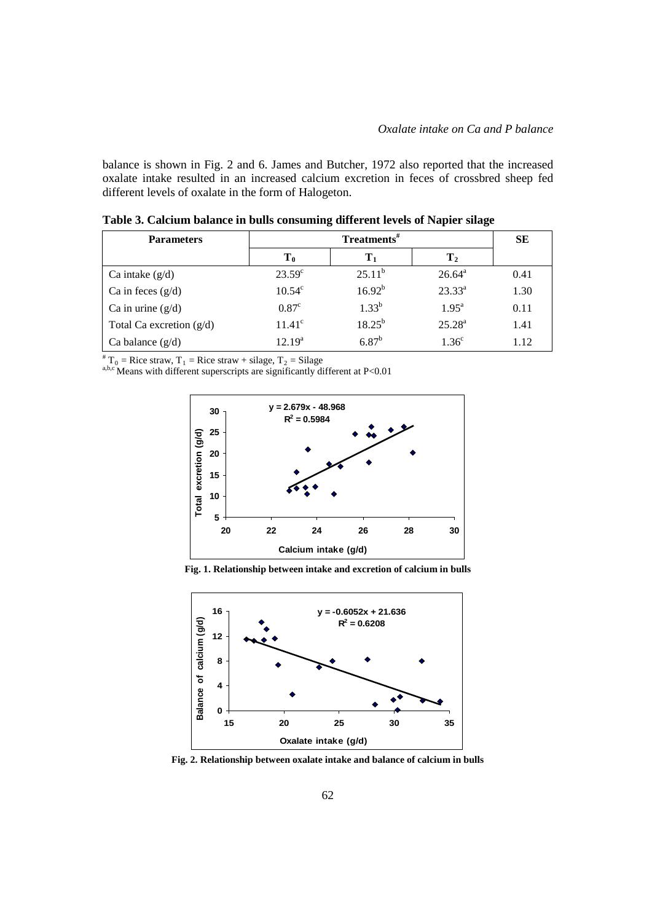balance is shown in Fig. 2 and 6. James and Butcher, 1972 also reported that the increased oxalate intake resulted in an increased calcium excretion in feces of crossbred sheep fed different levels of oxalate in the form of Halogeton.

**Table 3. Calcium balance in bulls consuming different levels of Napier silage**

| Parameters | Treatments[#] | | | SE |
|---|---|---|---|---|
| | $T_0$ | $T_1$ | $T_2$ | |
| Ca intake (g/d) | $23.59^c$ | $25.11^b$ | $26.64^a$ | 0.41 |
| Ca in feces (g/d) | $10.54^c$ | $16.92^b$ | $23.33^a$ | 1.30 |
| Ca in urine (g/d) | $0.87^c$ | $1.33^b$ | $1.95^a$ | 0.11 |
| Total Ca excretion (g/d) | $11.41^c$ | $18.25^b$ | $25.28^a$ | 1.41 |
| Ca balance (g/d) | $12.19^a$ | $6.87^b$ | $1.36^c$ | 1.12 |

[#] $T_0$ = Rice straw, $T_1$ = Rice straw + silage, $T_2$ = Silage
[a,b,c] Means with different superscripts are significantly different at P<0.01

$y = 2.679x - 48.968$
$R^2 = 0.5984$

**Fig. 1. Relationship between intake and excretion of calcium in bulls**

$y = -0.6052x + 21.636$
$R^2 = 0.6208$

**Fig. 2. Relationship between oxalate intake and balance of calcium in bulls**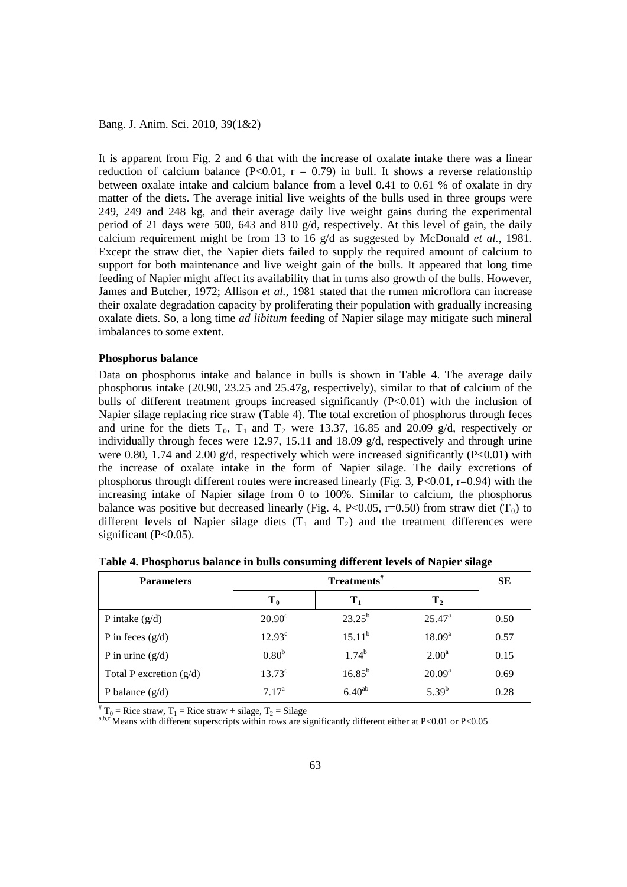It is apparent from Fig. 2 and 6 that with the increase of oxalate intake there was a linear reduction of calcium balance ($P<0.01$, $r = 0.79$) in bull. It shows a reverse relationship between oxalate intake and calcium balance from a level 0.41 to 0.61 % of oxalate in dry matter of the diets. The average initial live weights of the bulls used in three groups were 249, 249 and 248 kg, and their average daily live weight gains during the experimental period of 21 days were 500, 643 and 810 g/d, respectively. At this level of gain, the daily calcium requirement might be from 13 to 16 g/d as suggested by McDonald *et al.*, 1981. Except the straw diet, the Napier diets failed to supply the required amount of calcium to support for both maintenance and live weight gain of the bulls. It appeared that long time feeding of Napier might affect its availability that in turns also growth of the bulls. However, James and Butcher, 1972; Allison *et al.*, 1981 stated that the rumen microflora can increase their oxalate degradation capacity by proliferating their population with gradually increasing oxalate diets. So, a long time *ad libitum* feeding of Napier silage may mitigate such mineral imbalances to some extent.

### Phosphorus balance

Data on phosphorus intake and balance in bulls is shown in Table 4. The average daily phosphorus intake (20.90, 23.25 and 25.47g, respectively), similar to that of calcium of the bulls of different treatment groups increased significantly ($P<0.01$) with the inclusion of Napier silage replacing rice straw (Table 4). The total excretion of phosphorus through feces and urine for the diets $T_0$, $T_1$ and $T_2$ were 13.37, 16.85 and 20.09 g/d, respectively or individually through feces were 12.97, 15.11 and 18.09 g/d, respectively and through urine were 0.80, 1.74 and 2.00 g/d, respectively which were increased significantly ($P<0.01$) with the increase of oxalate intake in the form of Napier silage. The daily excretions of phosphorus through different routes were increased linearly (Fig. 3, $P<0.01$, $r=0.94$) with the increasing intake of Napier silage from 0 to 100%. Similar to calcium, the phosphorus balance was positive but decreased linearly (Fig. 4, $P<0.05$, $r=0.50$) from straw diet ($T_0$) to different levels of Napier silage diets ($T_1$ and $T_2$) and the treatment differences were significant ($P<0.05$).

**Table 4. Phosphorus balance in bulls consuming different levels of Napier silage**

| Parameters | Treatments[#] | | | SE |
|---|---|---|---|---|
| | $T_0$ | $T_1$ | $T_2$ | |
| P intake (g/d) | $20.90^c$ | $23.25^b$ | $25.47^a$ | 0.50 |
| P in feces (g/d) | $12.93^c$ | $15.11^b$ | $18.09^a$ | 0.57 |
| P in urine (g/d) | $0.80^b$ | $1.74^b$ | $2.00^a$ | 0.15 |
| Total P excretion (g/d) | $13.73^c$ | $16.85^b$ | $20.09^a$ | 0.69 |
| P balance (g/d) | $7.17^a$ | $6.40^{ab}$ | $5.39^b$ | 0.28 |

[#] $T_0$ = Rice straw, $T_1$ = Rice straw + silage, $T_2$ = Silage
[a,b,c] Means with different superscripts within rows are significantly different either at $P<0.01$ or $P<0.05$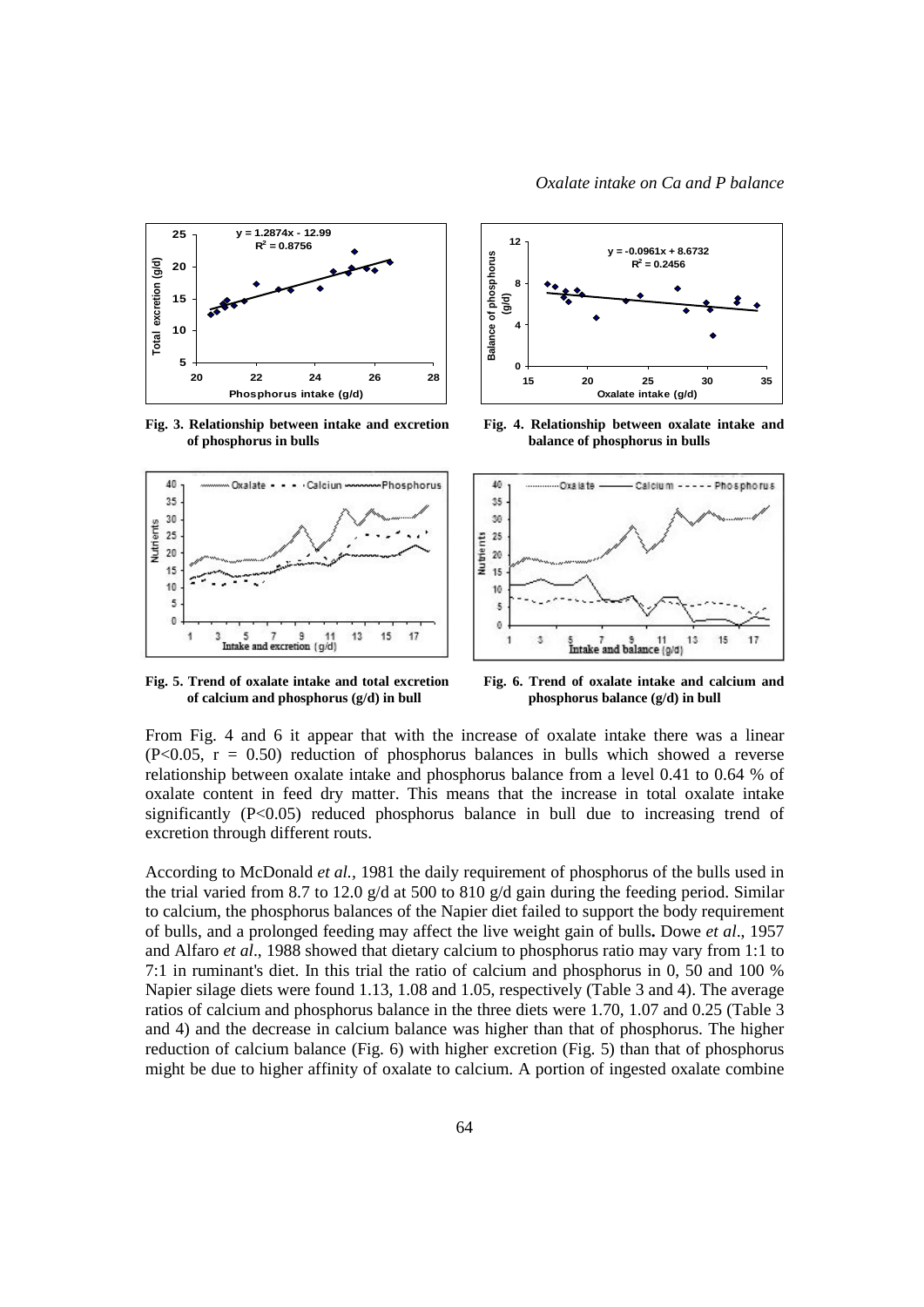**Fig. 3. Relationship between intake and excretion of phosphorus in bulls**

**Fig. 4. Relationship between oxalate intake and balance of phosphorus in bulls**

**Fig. 5. Trend of oxalate intake and total excretion of calcium and phosphorus (g/d) in bull**

**Fig. 6. Trend of oxalate intake and calcium and phosphorus balance (g/d) in bull**

From Fig. 4 and 6 it appear that with the increase of oxalate intake there was a linear ($P<0.05$, $r = 0.50$) reduction of phosphorus balances in bulls which showed a reverse relationship between oxalate intake and phosphorus balance from a level 0.41 to 0.64 % of oxalate content in feed dry matter. This means that the increase in total oxalate intake significantly ($P<0.05$) reduced phosphorus balance in bull due to increasing trend of excretion through different routs.

According to McDonald *et al.,* 1981 the daily requirement of phosphorus of the bulls used in the trial varied from 8.7 to 12.0 g/d at 500 to 810 g/d gain during the feeding period. Similar to calcium, the phosphorus balances of the Napier diet failed to support the body requirement of bulls, and a prolonged feeding may affect the live weight gain of bulls**.** Dowe *et al*., 1957 and Alfaro *et al*., 1988 showed that dietary calcium to phosphorus ratio may vary from 1:1 to 7:1 in ruminant's diet. In this trial the ratio of calcium and phosphorus in 0, 50 and 100 % Napier silage diets were found 1.13, 1.08 and 1.05, respectively (Table 3 and 4). The average ratios of calcium and phosphorus balance in the three diets were 1.70, 1.07 and 0.25 (Table 3 and 4) and the decrease in calcium balance was higher than that of phosphorus. The higher reduction of calcium balance (Fig. 6) with higher excretion (Fig. 5) than that of phosphorus might be due to higher affinity of oxalate to calcium. A portion of ingested oxalate combine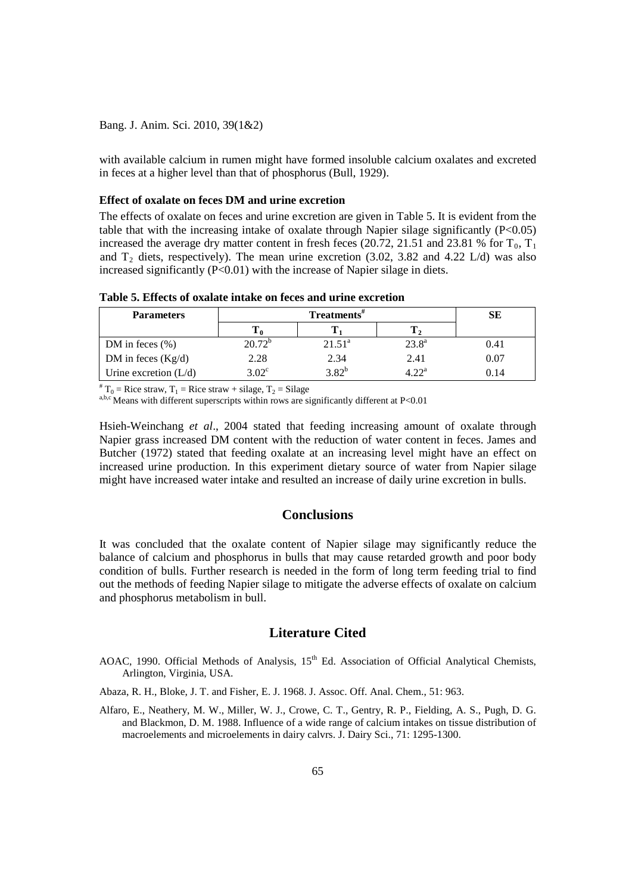with available calcium in rumen might have formed insoluble calcium oxalates and excreted in feces at a higher level than that of phosphorus (Bull, 1929).

### Effect of oxalate on feces DM and urine excretion

The effects of oxalate on feces and urine excretion are given in Table 5. It is evident from the table that with the increasing intake of oxalate through Napier silage significantly ($P<0.05$) increased the average dry matter content in fresh feces (20.72, 21.51 and 23.81 % for $T_0$, $T_1$ and $T_2$ diets, respectively). The mean urine excretion (3.02, 3.82 and 4.22 L/d) was also increased significantly ($P<0.01$) with the increase of Napier silage in diets.

**Table 5. Effects of oxalate intake on feces and urine excretion**

| Parameters | Treatments[#] | | | SE |
|---|---|---|---|---|
| | $T_0$ | $T_1$ | $T_2$ | |
| DM in feces (%) | 20.72[b] | 21.51[a] | 23.8[a] | 0.41 |
| DM in feces (Kg/d) | 2.28 | 2.34 | 2.41 | 0.07 |
| Urine excretion (L/d) | 3.02[c] | 3.82[b] | 4.22[a] | 0.14 |

[#] $T_0$ = Rice straw, $T_1$ = Rice straw + silage, $T_2$ = Silage
[a,b,c] Means with different superscripts within rows are significantly different at P<0.01

Hsieh-Weinchang *et al*., 2004 stated that feeding increasing amount of oxalate through Napier grass increased DM content with the reduction of water content in feces. James and Butcher (1972) stated that feeding oxalate at an increasing level might have an effect on increased urine production. In this experiment dietary source of water from Napier silage might have increased water intake and resulted an increase of daily urine excretion in bulls.

## Conclusions

It was concluded that the oxalate content of Napier silage may significantly reduce the balance of calcium and phosphorus in bulls that may cause retarded growth and poor body condition of bulls. Further research is needed in the form of long term feeding trial to find out the methods of feeding Napier silage to mitigate the adverse effects of oxalate on calcium and phosphorus metabolism in bull.

## Literature Cited

AOAC, 1990. Official Methods of Analysis, 15[th] Ed. Association of Official Analytical Chemists, Arlington, Virginia, USA.

Abaza, R. H., Bloke, J. T. and Fisher, E. J. 1968. J. Assoc. Off. Anal. Chem., 51: 963.

Alfaro, E., Neathery, M. W., Miller, W. J., Crowe, C. T., Gentry, R. P., Fielding, A. S., Pugh, D. G. and Blackmon, D. M. 1988. Influence of a wide range of calcium intakes on tissue distribution of macroelements and microelements in dairy calvrs. J. Dairy Sci., 71: 1295-1300.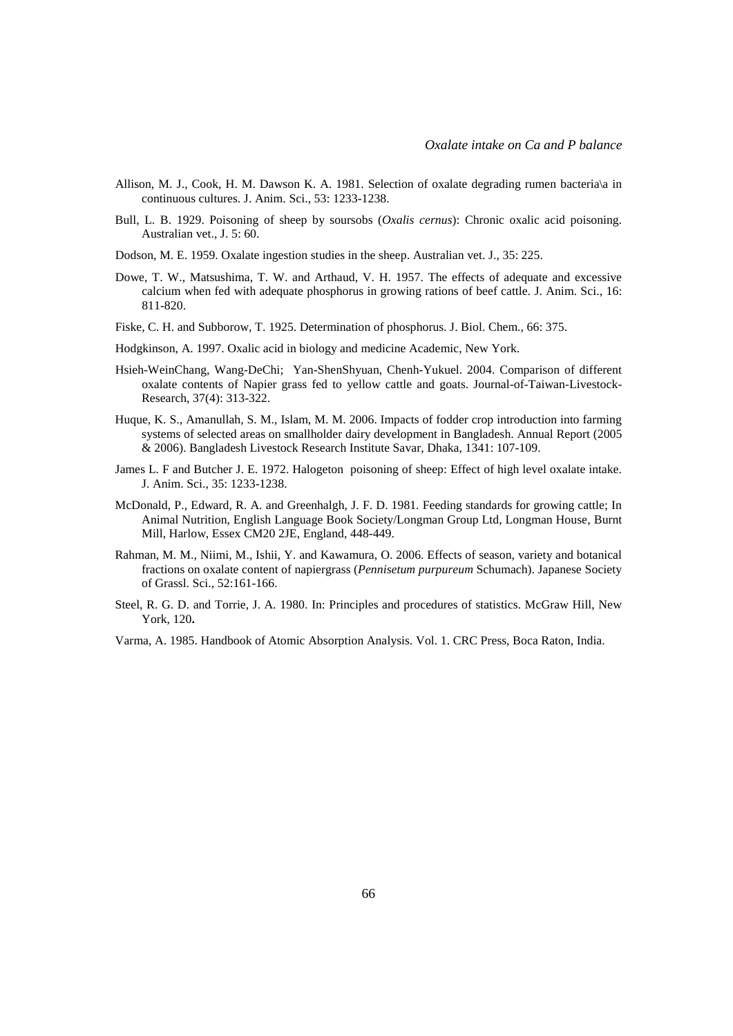Allison, M. J., Cook, H. M. Dawson K. A. 1981. Selection of oxalate degrading rumen bacteria\a in continuous cultures. J. Anim. Sci., 53: 1233-1238.

Bull, L. B. 1929. Poisoning of sheep by soursobs (*Oxalis cernus*): Chronic oxalic acid poisoning. Australian vet., J. 5: 60.

Dodson, M. E. 1959. Oxalate ingestion studies in the sheep. Australian vet. J., 35: 225.

Dowe, T. W., Matsushima, T. W. and Arthaud, V. H. 1957. The effects of adequate and excessive calcium when fed with adequate phosphorus in growing rations of beef cattle. J. Anim. Sci., 16: 811-820.

Fiske, C. H. and Subborow, T. 1925. Determination of phosphorus. J. Biol. Chem., 66: 375.

Hodgkinson, A. 1997. Oxalic acid in biology and medicine Academic, New York.

Hsieh-WeinChang, Wang-DeChi; Yan-ShenShyuan, Chenh-Yukuel. 2004. Comparison of different oxalate contents of Napier grass fed to yellow cattle and goats. Journal-of-Taiwan-Livestock-Research, 37(4): 313-322.

Huque, K. S., Amanullah, S. M., Islam, M. M. 2006. Impacts of fodder crop introduction into farming systems of selected areas on smallholder dairy development in Bangladesh. Annual Report (2005 & 2006). Bangladesh Livestock Research Institute Savar, Dhaka, 1341: 107-109.

James L. F and Butcher J. E. 1972. Halogeton poisoning of sheep: Effect of high level oxalate intake. J. Anim. Sci., 35: 1233-1238.

McDonald, P., Edward, R. A. and Greenhalgh, J. F. D. 1981. Feeding standards for growing cattle; In Animal Nutrition, English Language Book Society/Longman Group Ltd, Longman House, Burnt Mill, Harlow, Essex CM20 2JE, England, 448-449.

Rahman, M. M., Niimi, M., Ishii, Y. and Kawamura, O. 2006. Effects of season, variety and botanical fractions on oxalate content of napiergrass (*Pennisetum purpureum* Schumach). Japanese Society of Grassl. Sci., 52:161-166.

Steel, R. G. D. and Torrie, J. A. 1980. In: Principles and procedures of statistics. McGraw Hill, New York, 120**.**

Varma, A. 1985. Handbook of Atomic Absorption Analysis. Vol. 1. CRC Press, Boca Raton, India.